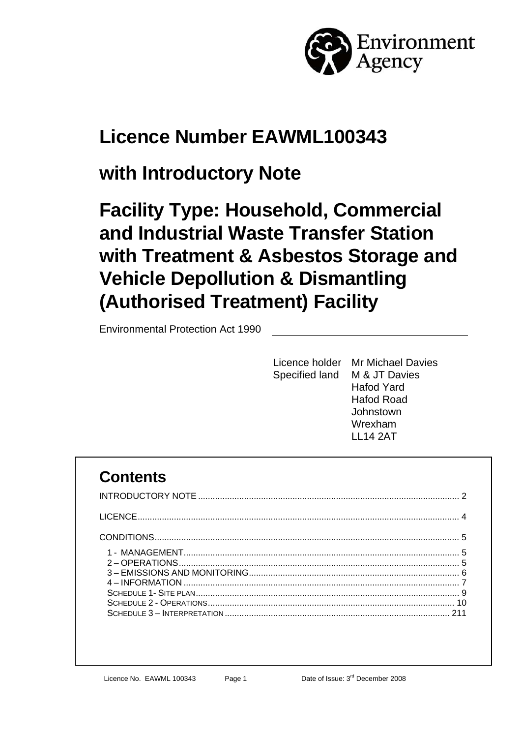Environment Agency

# Licence Number EAWML100343

# with Introductory Note

# Facility Type: Household, Commercial and Industrial Waste Transfer Station with Treatment & Asbestos Storage and Vehicle Depollution & Dismantling (Authorised Treatment) Facility

Environmental Protection Act 1990

| | |
|---|---|
| Licence holder | Mr Michael Davies |
| Specified land | M & JT Davies<br>Hafod Yard<br>Hafod Road<br>Johnstown<br>Wrexham<br>LL14 2AT |

## Contents

INTRODUCTORY NOTE .......... 2

LICENCE .......... 4

CONDITIONS .......... 5

- 1 - MANAGEMENT .......... 5
- 2 – OPERATIONS .......... 5
- 3 – EMISSIONS AND MONITORING .......... 6
- 4 – INFORMATION .......... 7
- SCHEDULE 1- SITE PLAN .......... 9
- SCHEDULE 2 - OPERATIONS .......... 10
- SCHEDULE 3 – INTERPRETATION .......... 211

Licence No. EAWML 100343 Page 1 Date of Issue: 3rd December 2008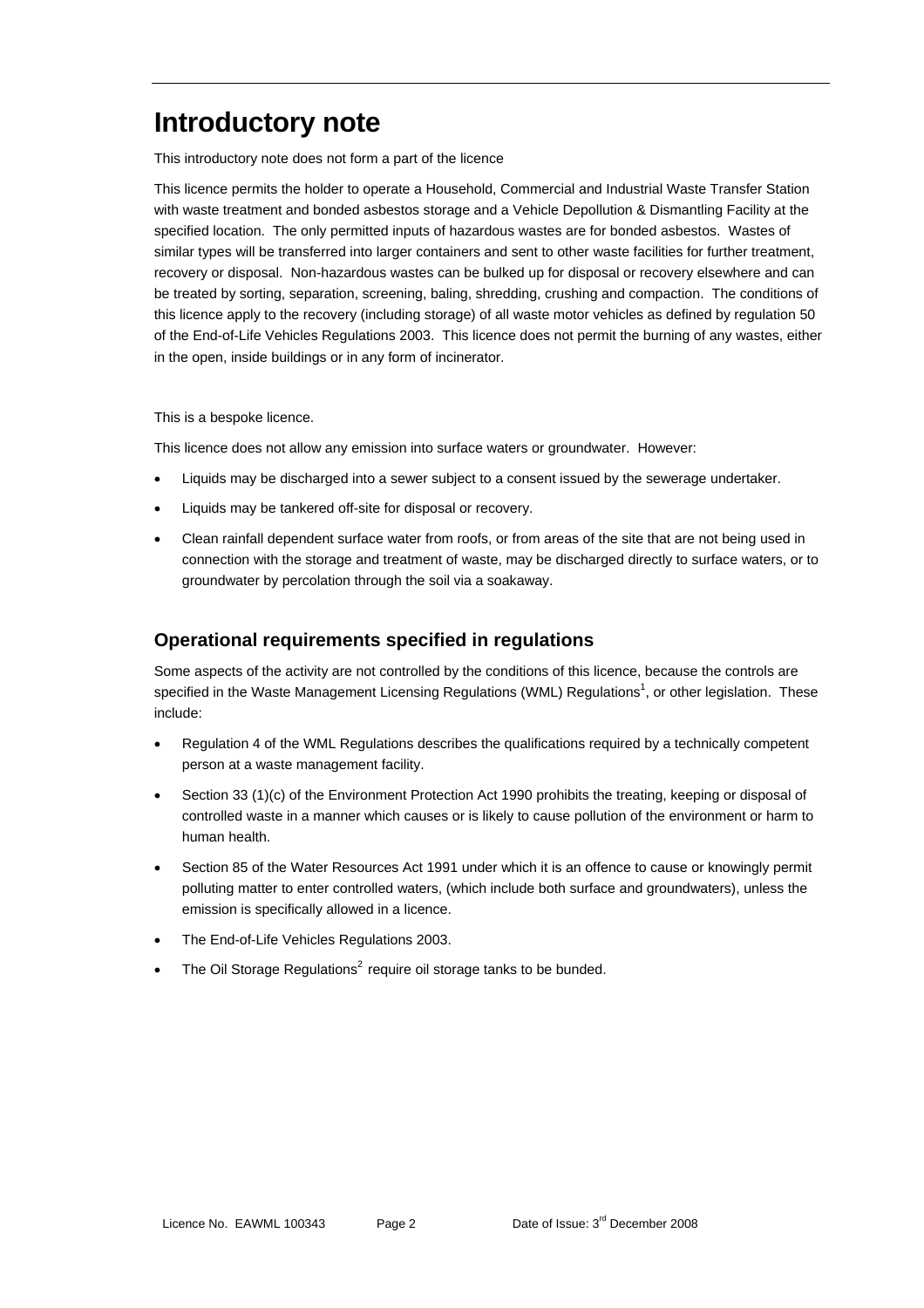# Introductory note

This introductory note does not form a part of the licence

This licence permits the holder to operate a Household, Commercial and Industrial Waste Transfer Station with waste treatment and bonded asbestos storage and a Vehicle Depollution & Dismantling Facility at the specified location. The only permitted inputs of hazardous wastes are for bonded asbestos. Wastes of similar types will be transferred into larger containers and sent to other waste facilities for further treatment, recovery or disposal. Non-hazardous wastes can be bulked up for disposal or recovery elsewhere and can be treated by sorting, separation, screening, baling, shredding, crushing and compaction. The conditions of this licence apply to the recovery (including storage) of all waste motor vehicles as defined by regulation 50 of the End-of-Life Vehicles Regulations 2003. This licence does not permit the burning of any wastes, either in the open, inside buildings or in any form of incinerator.

This is a bespoke licence.

This licence does not allow any emission into surface waters or groundwater. However:

- Liquids may be discharged into a sewer subject to a consent issued by the sewerage undertaker.
- Liquids may be tankered off-site for disposal or recovery.
- Clean rainfall dependent surface water from roofs, or from areas of the site that are not being used in connection with the storage and treatment of waste, may be discharged directly to surface waters, or to groundwater by percolation through the soil via a soakaway.

## Operational requirements specified in regulations

Some aspects of the activity are not controlled by the conditions of this licence, because the controls are specified in the Waste Management Licensing Regulations (WML) Regulations[1], or other legislation. These include:

- Regulation 4 of the WML Regulations describes the qualifications required by a technically competent person at a waste management facility.
- Section 33 (1)(c) of the Environment Protection Act 1990 prohibits the treating, keeping or disposal of controlled waste in a manner which causes or is likely to cause pollution of the environment or harm to human health.
- Section 85 of the Water Resources Act 1991 under which it is an offence to cause or knowingly permit polluting matter to enter controlled waters, (which include both surface and groundwaters), unless the emission is specifically allowed in a licence.
- The End-of-Life Vehicles Regulations 2003.
- The Oil Storage Regulations[2] require oil storage tanks to be bunded.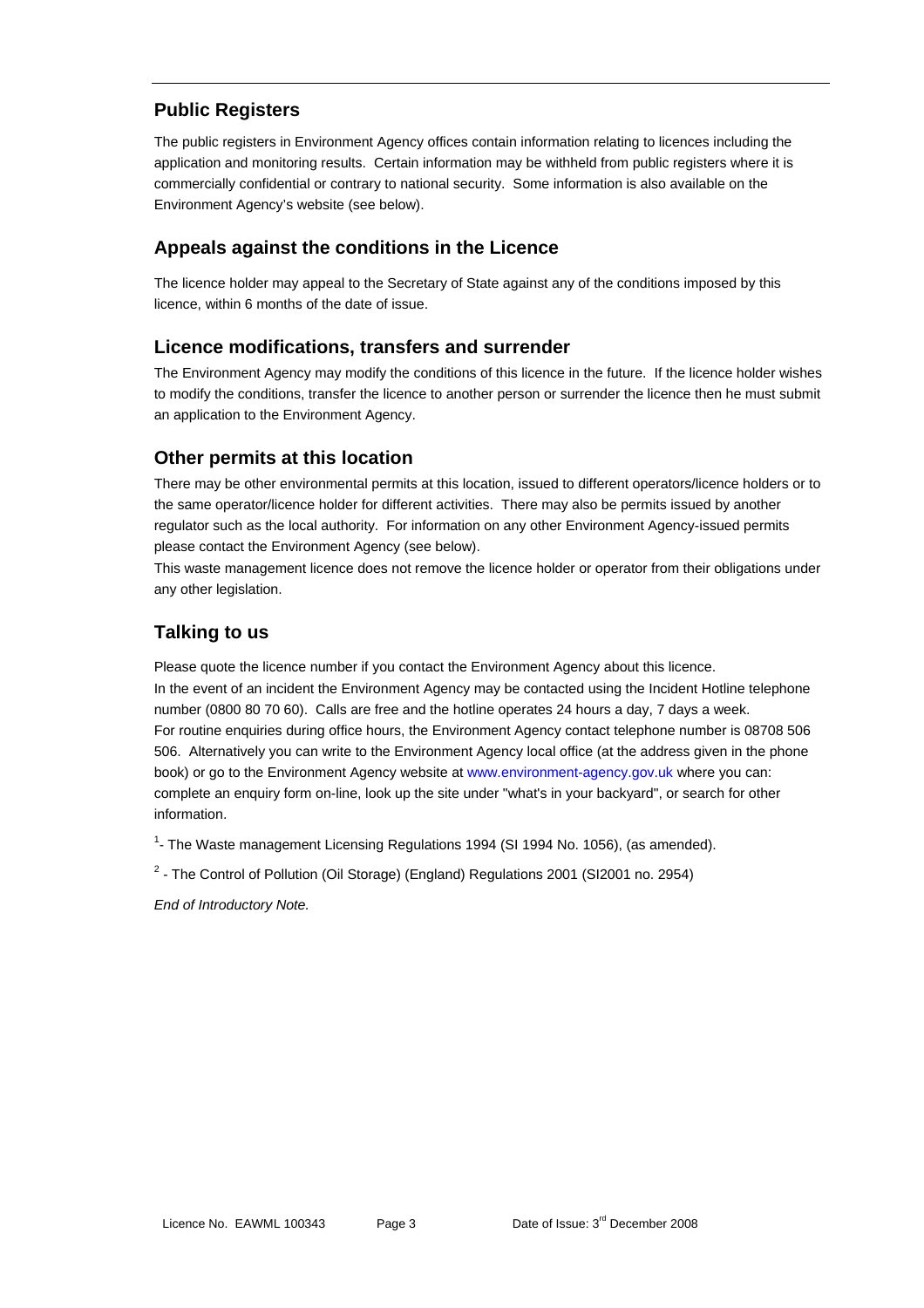## Public Registers

The public registers in Environment Agency offices contain information relating to licences including the application and monitoring results. Certain information may be withheld from public registers where it is commercially confidential or contrary to national security. Some information is also available on the Environment Agency's website (see below).

## Appeals against the conditions in the Licence

The licence holder may appeal to the Secretary of State against any of the conditions imposed by this licence, within 6 months of the date of issue.

## Licence modifications, transfers and surrender

The Environment Agency may modify the conditions of this licence in the future. If the licence holder wishes to modify the conditions, transfer the licence to another person or surrender the licence then he must submit an application to the Environment Agency.

## Other permits at this location

There may be other environmental permits at this location, issued to different operators/licence holders or to the same operator/licence holder for different activities. There may also be permits issued by another regulator such as the local authority. For information on any other Environment Agency-issued permits please contact the Environment Agency (see below).

This waste management licence does not remove the licence holder or operator from their obligations under any other legislation.

## Talking to us

Please quote the licence number if you contact the Environment Agency about this licence.

In the event of an incident the Environment Agency may be contacted using the Incident Hotline telephone number (0800 80 70 60). Calls are free and the hotline operates 24 hours a day, 7 days a week.

For routine enquiries during office hours, the Environment Agency contact telephone number is 08708 506 506. Alternatively you can write to the Environment Agency local office (at the address given in the phone book) or go to the Environment Agency website at www.environment-agency.gov.uk where you can: complete an enquiry form on-line, look up the site under "what's in your backyard", or search for other information.

[1]- The Waste management Licensing Regulations 1994 (SI 1994 No. 1056), (as amended).

[2] - The Control of Pollution (Oil Storage) (England) Regulations 2001 (SI2001 no. 2954)

*End of Introductory Note.*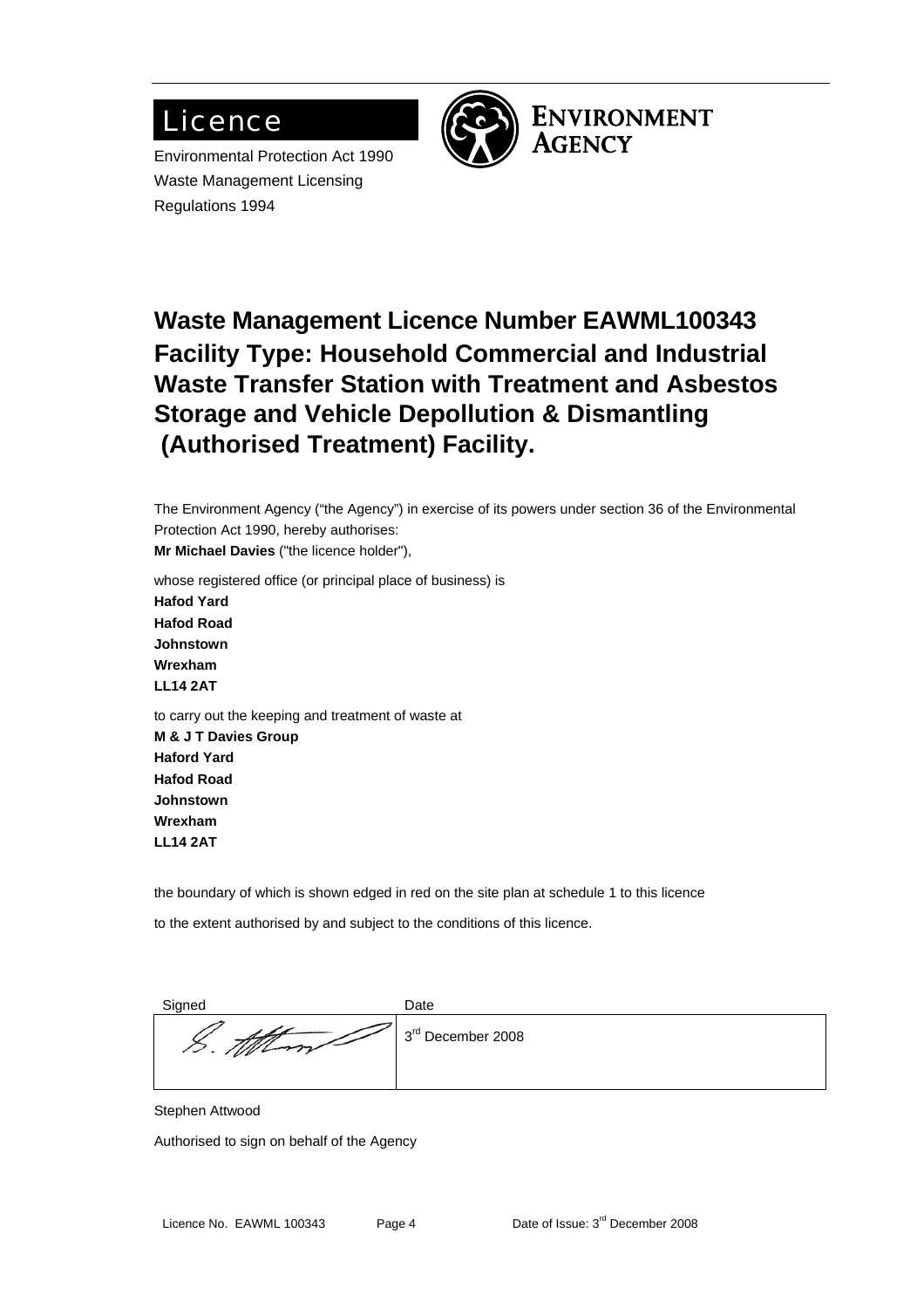# Licence

Environmental Protection Act 1990
Waste Management Licensing Regulations 1994

ENVIRONMENT AGENCY

## Waste Management Licence Number EAWML100343 Facility Type: Household Commercial and Industrial Waste Transfer Station with Treatment and Asbestos Storage and Vehicle Depollution & Dismantling (Authorised Treatment) Facility.

The Environment Agency ("the Agency") in exercise of its powers under section 36 of the Environmental Protection Act 1990, hereby authorises:
**Mr Michael Davies** ("the licence holder"),

whose registered office (or principal place of business) is
**Hafod Yard**
**Hafod Road**
**Johnstown**
**Wrexham**
**LL14 2AT**

to carry out the keeping and treatment of waste at
**M & J T Davies Group**
**Haford Yard**
**Hafod Road**
**Johnstown**
**Wrexham**
**LL14 2AT**

the boundary of which is shown edged in red on the site plan at schedule 1 to this licence

to the extent authorised by and subject to the conditions of this licence.

| Signed | Date |
|---|---|
| S. Attwood | 3rd December 2008 |

Stephen Attwood

Authorised to sign on behalf of the Agency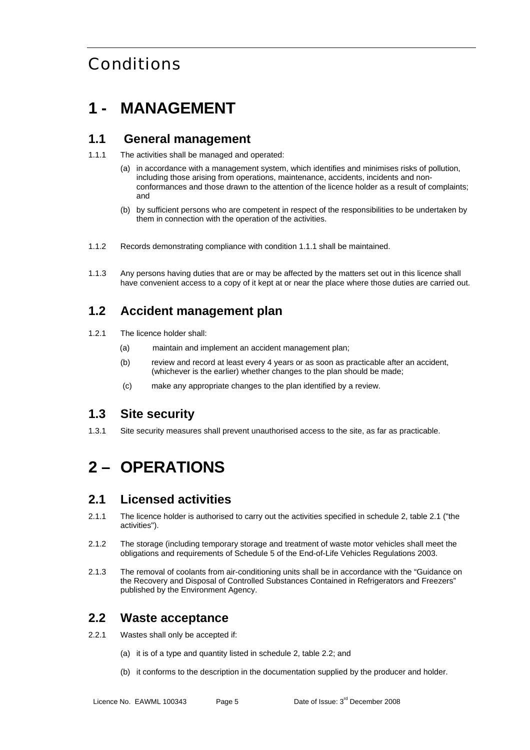# Conditions

# 1 - MANAGEMENT

## 1.1 General management

1.1.1 The activities shall be managed and operated:

(a) in accordance with a management system, which identifies and minimises risks of pollution, including those arising from operations, maintenance, accidents, incidents and non-conformances and those drawn to the attention of the licence holder as a result of complaints; and

(b) by sufficient persons who are competent in respect of the responsibilities to be undertaken by them in connection with the operation of the activities.

1.1.2 Records demonstrating compliance with condition 1.1.1 shall be maintained.

1.1.3 Any persons having duties that are or may be affected by the matters set out in this licence shall have convenient access to a copy of it kept at or near the place where those duties are carried out.

## 1.2 Accident management plan

1.2.1 The licence holder shall:

(a) maintain and implement an accident management plan;

(b) review and record at least every 4 years or as soon as practicable after an accident, (whichever is the earlier) whether changes to the plan should be made;

(c) make any appropriate changes to the plan identified by a review.

## 1.3 Site security

1.3.1 Site security measures shall prevent unauthorised access to the site, as far as practicable.

# 2 – OPERATIONS

## 2.1 Licensed activities

2.1.1 The licence holder is authorised to carry out the activities specified in schedule 2, table 2.1 ("the activities").

2.1.2 The storage (including temporary storage and treatment of waste motor vehicles shall meet the obligations and requirements of Schedule 5 of the End-of-Life Vehicles Regulations 2003.

2.1.3 The removal of coolants from air-conditioning units shall be in accordance with the "Guidance on the Recovery and Disposal of Controlled Substances Contained in Refrigerators and Freezers" published by the Environment Agency.

## 2.2 Waste acceptance

2.2.1 Wastes shall only be accepted if:

(a) it is of a type and quantity listed in schedule 2, table 2.2; and

(b) it conforms to the description in the documentation supplied by the producer and holder.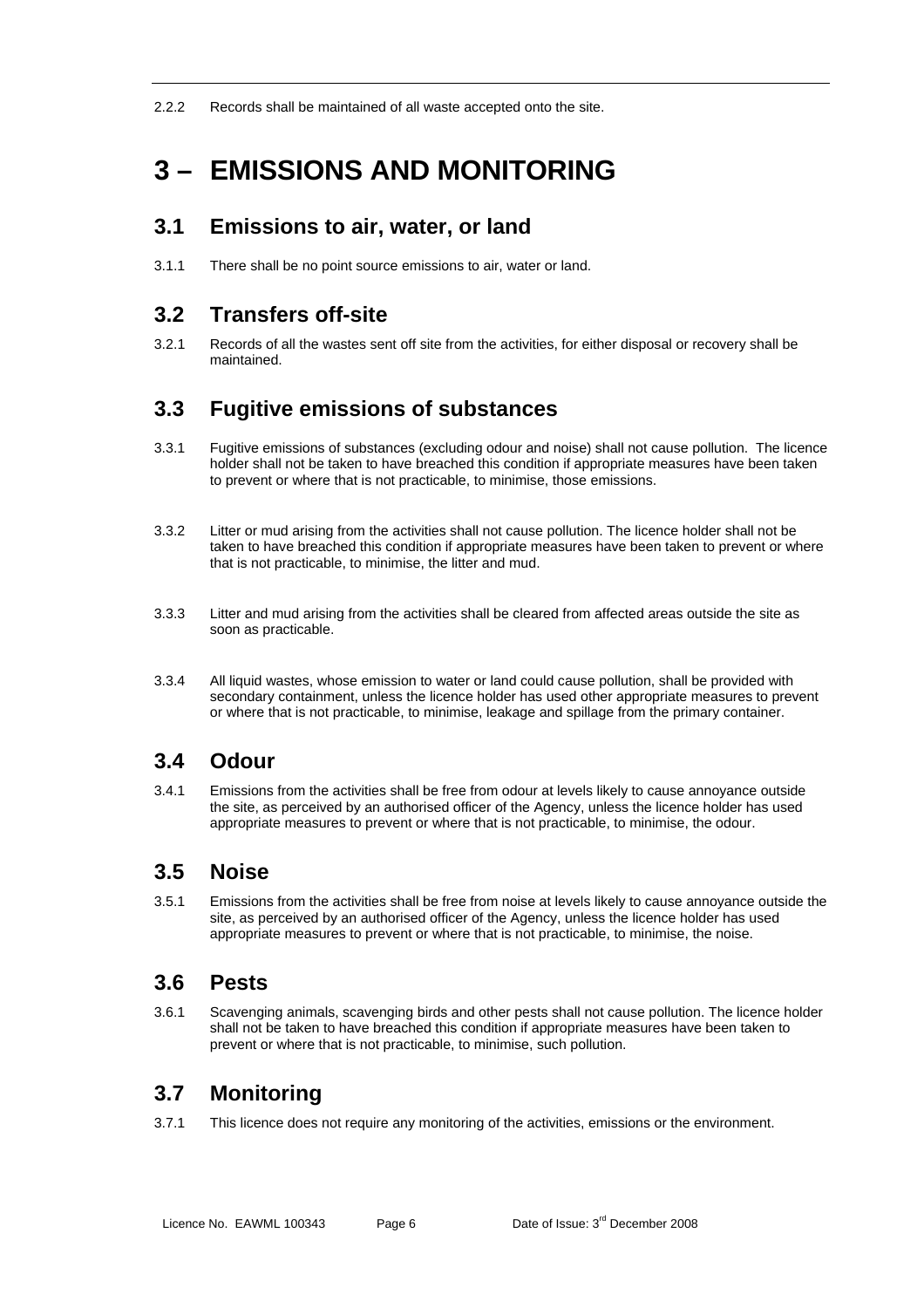2.2.2 Records shall be maintained of all waste accepted onto the site.

# 3 – EMISSIONS AND MONITORING

## 3.1 Emissions to air, water, or land

3.1.1 There shall be no point source emissions to air, water or land.

## 3.2 Transfers off-site

3.2.1 Records of all the wastes sent off site from the activities, for either disposal or recovery shall be maintained.

## 3.3 Fugitive emissions of substances

3.3.1 Fugitive emissions of substances (excluding odour and noise) shall not cause pollution. The licence holder shall not be taken to have breached this condition if appropriate measures have been taken to prevent or where that is not practicable, to minimise, those emissions.

3.3.2 Litter or mud arising from the activities shall not cause pollution. The licence holder shall not be taken to have breached this condition if appropriate measures have been taken to prevent or where that is not practicable, to minimise, the litter and mud.

3.3.3 Litter and mud arising from the activities shall be cleared from affected areas outside the site as soon as practicable.

3.3.4 All liquid wastes, whose emission to water or land could cause pollution, shall be provided with secondary containment, unless the licence holder has used other appropriate measures to prevent or where that is not practicable, to minimise, leakage and spillage from the primary container.

## 3.4 Odour

3.4.1 Emissions from the activities shall be free from odour at levels likely to cause annoyance outside the site, as perceived by an authorised officer of the Agency, unless the licence holder has used appropriate measures to prevent or where that is not practicable, to minimise, the odour.

## 3.5 Noise

3.5.1 Emissions from the activities shall be free from noise at levels likely to cause annoyance outside the site, as perceived by an authorised officer of the Agency, unless the licence holder has used appropriate measures to prevent or where that is not practicable, to minimise, the noise.

## 3.6 Pests

3.6.1 Scavenging animals, scavenging birds and other pests shall not cause pollution. The licence holder shall not be taken to have breached this condition if appropriate measures have been taken to prevent or where that is not practicable, to minimise, such pollution.

## 3.7 Monitoring

3.7.1 This licence does not require any monitoring of the activities, emissions or the environment.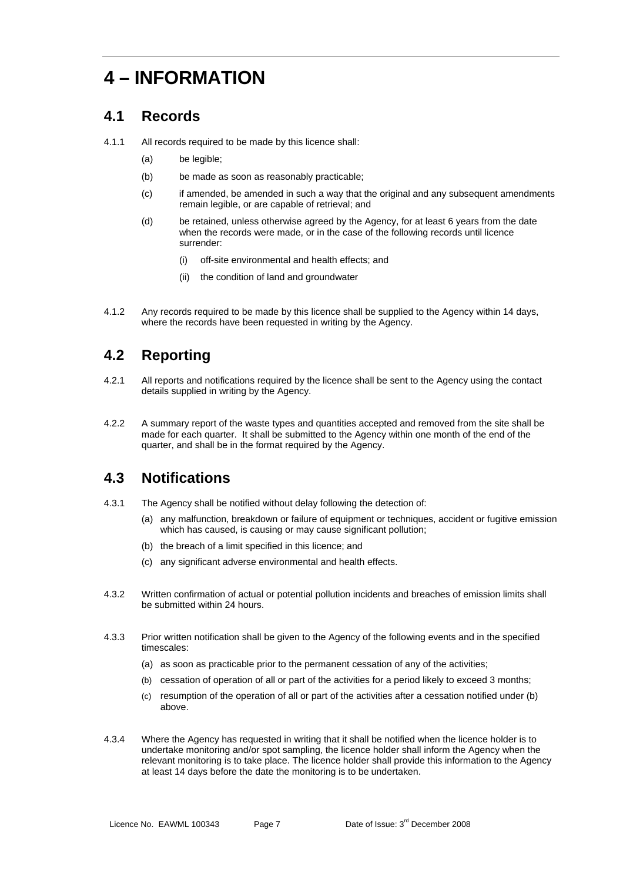# 4 – INFORMATION

## 4.1 Records

4.1.1 All records required to be made by this licence shall:

(a) be legible;

(b) be made as soon as reasonably practicable;

(c) if amended, be amended in such a way that the original and any subsequent amendments remain legible, or are capable of retrieval; and

(d) be retained, unless otherwise agreed by the Agency, for at least 6 years from the date when the records were made, or in the case of the following records until licence surrender:

(i) off-site environmental and health effects; and

(ii) the condition of land and groundwater

4.1.2 Any records required to be made by this licence shall be supplied to the Agency within 14 days, where the records have been requested in writing by the Agency.

## 4.2 Reporting

4.2.1 All reports and notifications required by the licence shall be sent to the Agency using the contact details supplied in writing by the Agency.

4.2.2 A summary report of the waste types and quantities accepted and removed from the site shall be made for each quarter. It shall be submitted to the Agency within one month of the end of the quarter, and shall be in the format required by the Agency.

## 4.3 Notifications

4.3.1 The Agency shall be notified without delay following the detection of:

(a) any malfunction, breakdown or failure of equipment or techniques, accident or fugitive emission which has caused, is causing or may cause significant pollution;

(b) the breach of a limit specified in this licence; and

(c) any significant adverse environmental and health effects.

4.3.2 Written confirmation of actual or potential pollution incidents and breaches of emission limits shall be submitted within 24 hours.

4.3.3 Prior written notification shall be given to the Agency of the following events and in the specified timescales:

(a) as soon as practicable prior to the permanent cessation of any of the activities;

(b) cessation of operation of all or part of the activities for a period likely to exceed 3 months;

(c) resumption of the operation of all or part of the activities after a cessation notified under (b) above.

4.3.4 Where the Agency has requested in writing that it shall be notified when the licence holder is to undertake monitoring and/or spot sampling, the licence holder shall inform the Agency when the relevant monitoring is to take place. The licence holder shall provide this information to the Agency at least 14 days before the date the monitoring is to be undertaken.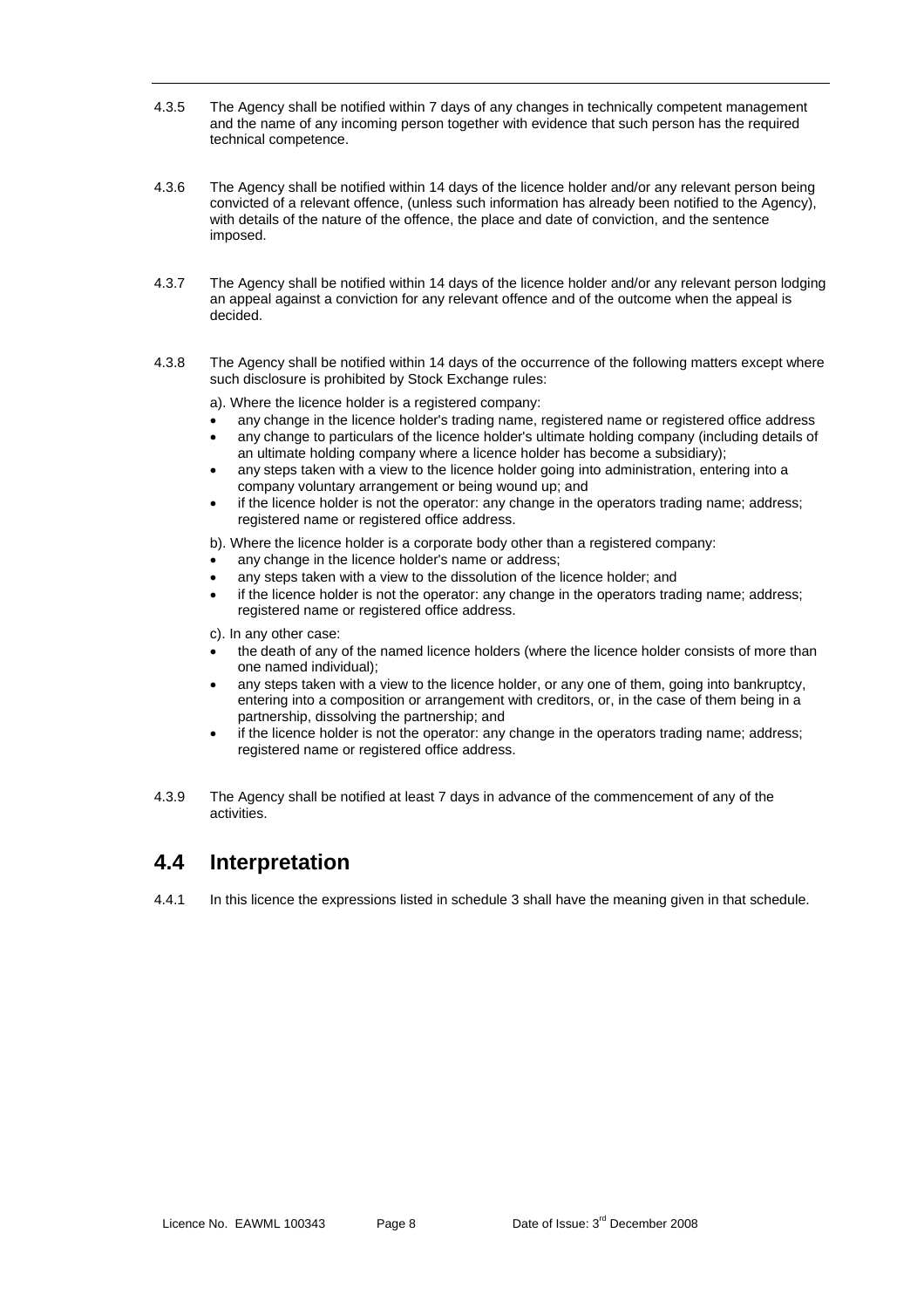4.3.5 The Agency shall be notified within 7 days of any changes in technically competent management and the name of any incoming person together with evidence that such person has the required technical competence.

4.3.6 The Agency shall be notified within 14 days of the licence holder and/or any relevant person being convicted of a relevant offence, (unless such information has already been notified to the Agency), with details of the nature of the offence, the place and date of conviction, and the sentence imposed.

4.3.7 The Agency shall be notified within 14 days of the licence holder and/or any relevant person lodging an appeal against a conviction for any relevant offence and of the outcome when the appeal is decided.

4.3.8 The Agency shall be notified within 14 days of the occurrence of the following matters except where such disclosure is prohibited by Stock Exchange rules:

a). Where the licence holder is a registered company:

- any change in the licence holder's trading name, registered name or registered office address
- any change to particulars of the licence holder's ultimate holding company (including details of an ultimate holding company where a licence holder has become a subsidiary);
- any steps taken with a view to the licence holder going into administration, entering into a company voluntary arrangement or being wound up; and
- if the licence holder is not the operator: any change in the operators trading name; address; registered name or registered office address.

b). Where the licence holder is a corporate body other than a registered company:

- any change in the licence holder's name or address;
- any steps taken with a view to the dissolution of the licence holder; and
- if the licence holder is not the operator: any change in the operators trading name; address; registered name or registered office address.

c). In any other case:

- the death of any of the named licence holders (where the licence holder consists of more than one named individual);
- any steps taken with a view to the licence holder, or any one of them, going into bankruptcy, entering into a composition or arrangement with creditors, or, in the case of them being in a partnership, dissolving the partnership; and
- if the licence holder is not the operator: any change in the operators trading name; address; registered name or registered office address.

4.3.9 The Agency shall be notified at least 7 days in advance of the commencement of any of the activities.

## 4.4 Interpretation

4.4.1 In this licence the expressions listed in schedule 3 shall have the meaning given in that schedule.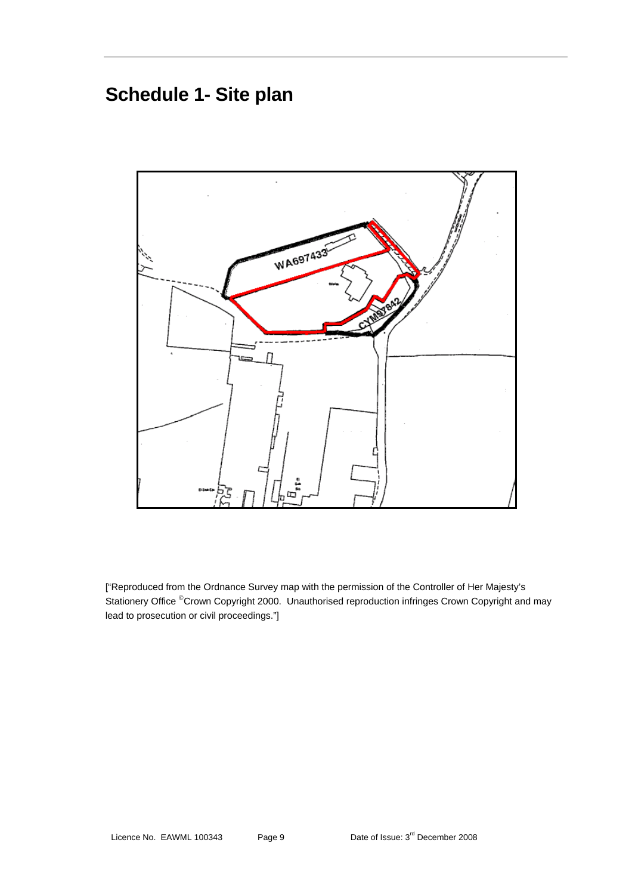# Schedule 1- Site plan

["Reproduced from the Ordnance Survey map with the permission of the Controller of Her Majesty's Stationery Office ©Crown Copyright 2000. Unauthorised reproduction infringes Crown Copyright and may lead to prosecution or civil proceedings."]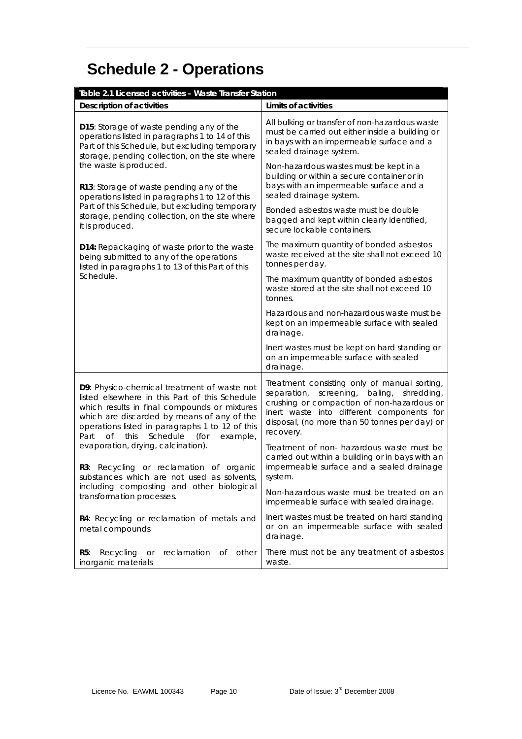# Schedule 2 - Operations

| Table 2.1 Licensed activities – Waste Transfer Station | |
|---|---|
| **Description of activities** | **Limits of activities** |
| **D15**: Storage of waste pending any of the operations listed in paragraphs 1 to 14 of this Part of this Schedule, but excluding temporary storage, pending collection, on the site where the waste is produced.<br><br>**R13**: Storage of waste pending any of the operations listed in paragraphs 1 to 12 of this Part of this Schedule, but excluding temporary storage, pending collection, on the site where it is produced.<br><br>**D14:** Repackaging of waste prior to the waste being submitted to any of the operations listed in paragraphs 1 to 13 of this Part of this Schedule. | All bulking or transfer of non-hazardous waste must be carried out either inside a building or in bays with an impermeable surface and a sealed drainage system.<br><br>Non-hazardous wastes must be kept in a building or within a secure container or in bays with an impermeable surface and a sealed drainage system.<br><br>Bonded asbestos waste must be double bagged and kept within clearly identified, secure lockable containers.<br><br>The maximum quantity of bonded asbestos waste received at the site shall not exceed 10 tonnes per day.<br><br>The maximum quantity of bonded asbestos waste stored at the site shall not exceed 10 tonnes.<br><br>Hazardous and non-hazardous waste must be kept on an impermeable surface with sealed drainage.<br><br>Inert wastes must be kept on hard standing or on an impermeable surface with sealed drainage. |
| **D9**: Physico-chemical treatment of waste not listed elsewhere in this Part of this Schedule which results in final compounds or mixtures which are discarded by means of any of the operations listed in paragraphs 1 to 12 of this Part of this Schedule (for example, evaporation, drying, calcination).<br><br>**R3**: Recycling or reclamation of organic substances which are not used as solvents, including composting and other biological transformation processes.<br><br>**R4**: Recycling or reclamation of metals and metal compounds<br><br>**R5**: Recycling or reclamation of other inorganic materials | Treatment consisting only of manual sorting, separation, screening, baling, shredding, crushing or compaction of non-hazardous or inert waste into different components for disposal, (no more than 50 tonnes per day) or recovery.<br><br>Treatment of non- hazardous waste must be carried out within a building or in bays with an impermeable surface and a sealed drainage system.<br><br>Non-hazardous waste must be treated on an impermeable surface with sealed drainage.<br><br>Inert wastes must be treated on hard standing or on an impermeable surface with sealed drainage.<br><br>There <u>must not</u> be any treatment of asbestos waste. |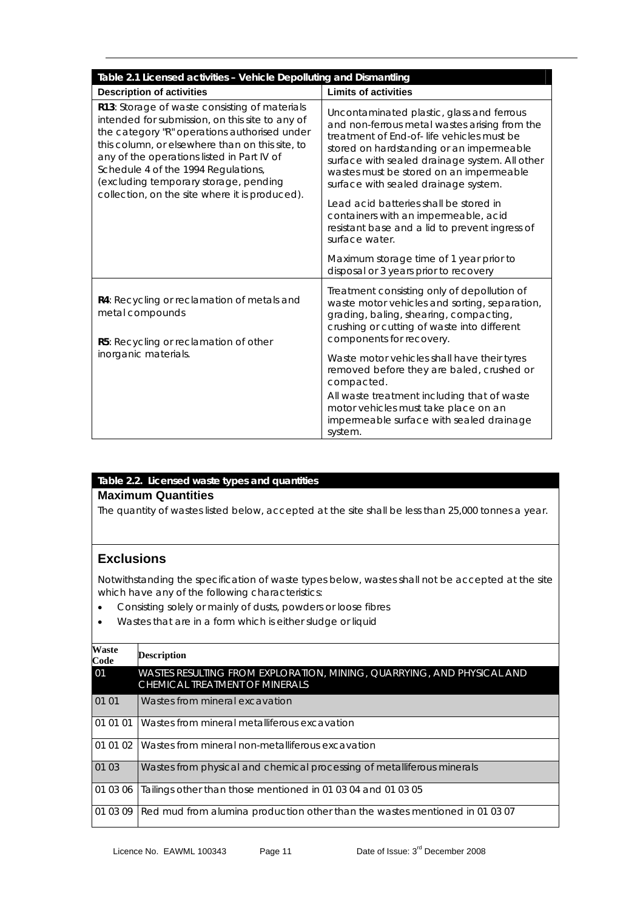| Table 2.1 Licensed activities – Vehicle Depolluting and Dismantling | |
|---|---|
| **Description of activities** | **Limits of activities** |
| **R13**: Storage of waste consisting of materials intended for submission, on this site to any of the category "R" operations authorised under this column, or elsewhere than on this site, to any of the operations listed in Part IV of Schedule 4 of the 1994 Regulations, (excluding temporary storage, pending collection, on the site where it is produced). | Uncontaminated plastic, glass and ferrous and non-ferrous metal wastes arising from the treatment of End-of- life vehicles must be stored on hardstanding or an impermeable surface with sealed drainage system. All other wastes must be stored on an impermeable surface with sealed drainage system.<br><br>Lead acid batteries shall be stored in containers with an impermeable, acid resistant base and a lid to prevent ingress of surface water.<br><br>Maximum storage time of 1 year prior to disposal or 3 years prior to recovery |
| **R4**: Recycling or reclamation of metals and metal compounds<br><br>**R5**: Recycling or reclamation of other inorganic materials. | Treatment consisting only of depollution of waste motor vehicles and sorting, separation, grading, baling, shearing, compacting, crushing or cutting of waste into different components for recovery.<br><br>Waste motor vehicles shall have their tyres removed before they are baled, crushed or compacted.<br>All waste treatment including that of waste motor vehicles must take place on an impermeable surface with sealed drainage system. |

**Table 2.2. Licensed waste types and quantities**

**Maximum Quantities**

The quantity of wastes listed below, accepted at the site shall be less than 25,000 tonnes a year.

## Exclusions

Notwithstanding the specification of waste types below, wastes shall not be accepted at the site which have any of the following characteristics:

- Consisting solely or mainly of dusts, powders or loose fibres
- Wastes that are in a form which is either sludge or liquid

| Waste Code | Description |
|---|---|
| 01 | WASTES RESULTING FROM EXPLORATION, MINING, QUARRYING, AND PHYSICAL AND CHEMICAL TREATMENT OF MINERALS |
| 01 01 | Wastes from mineral excavation |
| 01 01 01 | Wastes from mineral metalliferous excavation |
| 01 01 02 | Wastes from mineral non-metalliferous excavation |
| 01 03 | Wastes from physical and chemical processing of metalliferous minerals |
| 01 03 06 | Tailings other than those mentioned in 01 03 04 and 01 03 05 |
| 01 03 09 | Red mud from alumina production other than the wastes mentioned in 01 03 07 |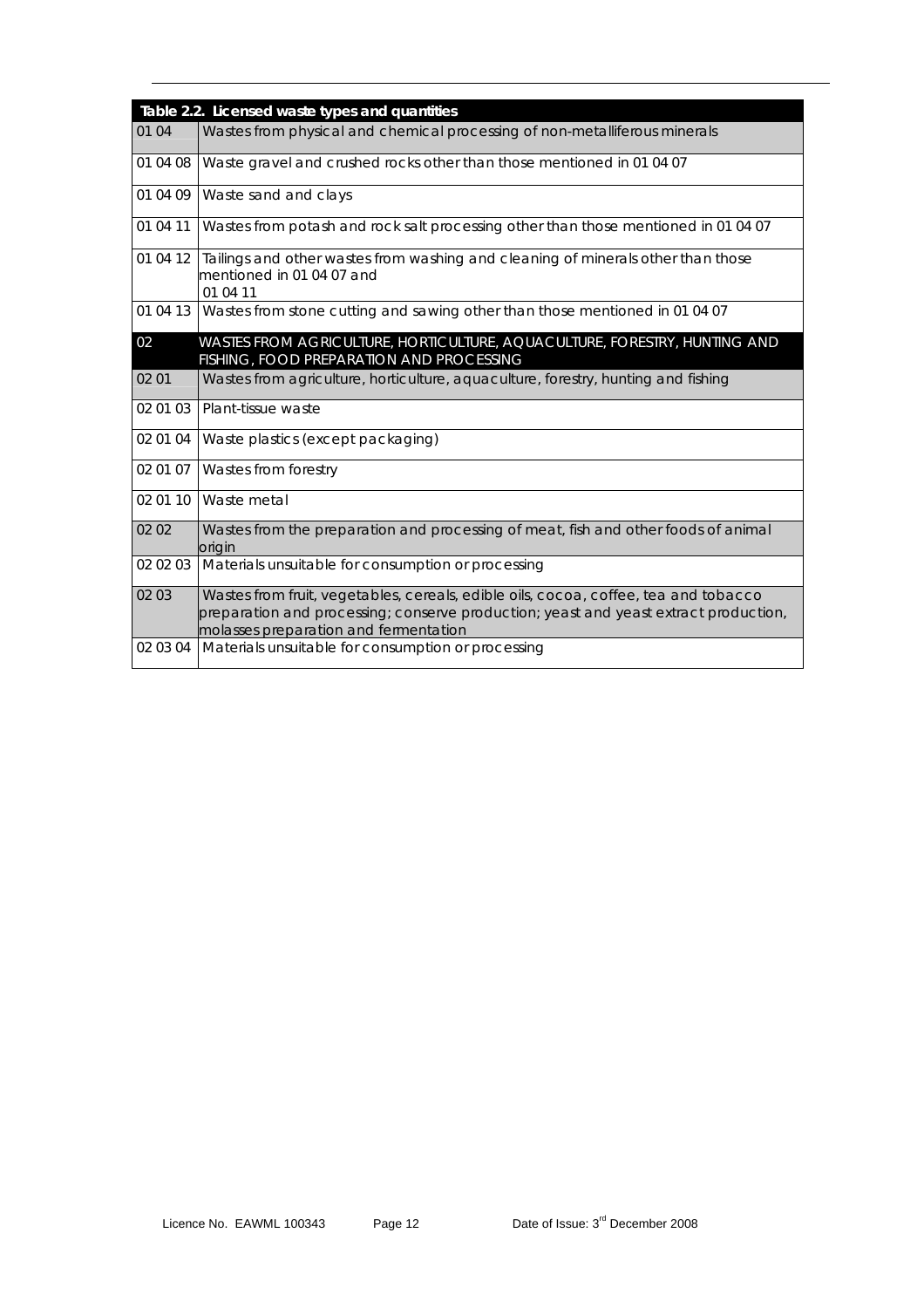| Table 2.2. Licensed waste types and quantities | |
|---|---|
| 01 04 | Wastes from physical and chemical processing of non-metalliferous minerals |
| 01 04 08 | Waste gravel and crushed rocks other than those mentioned in 01 04 07 |
| 01 04 09 | Waste sand and clays |
| 01 04 11 | Wastes from potash and rock salt processing other than those mentioned in 01 04 07 |
| 01 04 12 | Tailings and other wastes from washing and cleaning of minerals other than those mentioned in 01 04 07 and 01 04 11 |
| 01 04 13 | Wastes from stone cutting and sawing other than those mentioned in 01 04 07 |
| 02 | WASTES FROM AGRICULTURE, HORTICULTURE, AQUACULTURE, FORESTRY, HUNTING AND FISHING, FOOD PREPARATION AND PROCESSING |
| 02 01 | Wastes from agriculture, horticulture, aquaculture, forestry, hunting and fishing |
| 02 01 03 | Plant-tissue waste |
| 02 01 04 | Waste plastics (except packaging) |
| 02 01 07 | Wastes from forestry |
| 02 01 10 | Waste metal |
| 02 02 | Wastes from the preparation and processing of meat, fish and other foods of animal origin |
| 02 02 03 | Materials unsuitable for consumption or processing |
| 02 03 | Wastes from fruit, vegetables, cereals, edible oils, cocoa, coffee, tea and tobacco preparation and processing; conserve production; yeast and yeast extract production, molasses preparation and fermentation |
| 02 03 04 | Materials unsuitable for consumption or processing |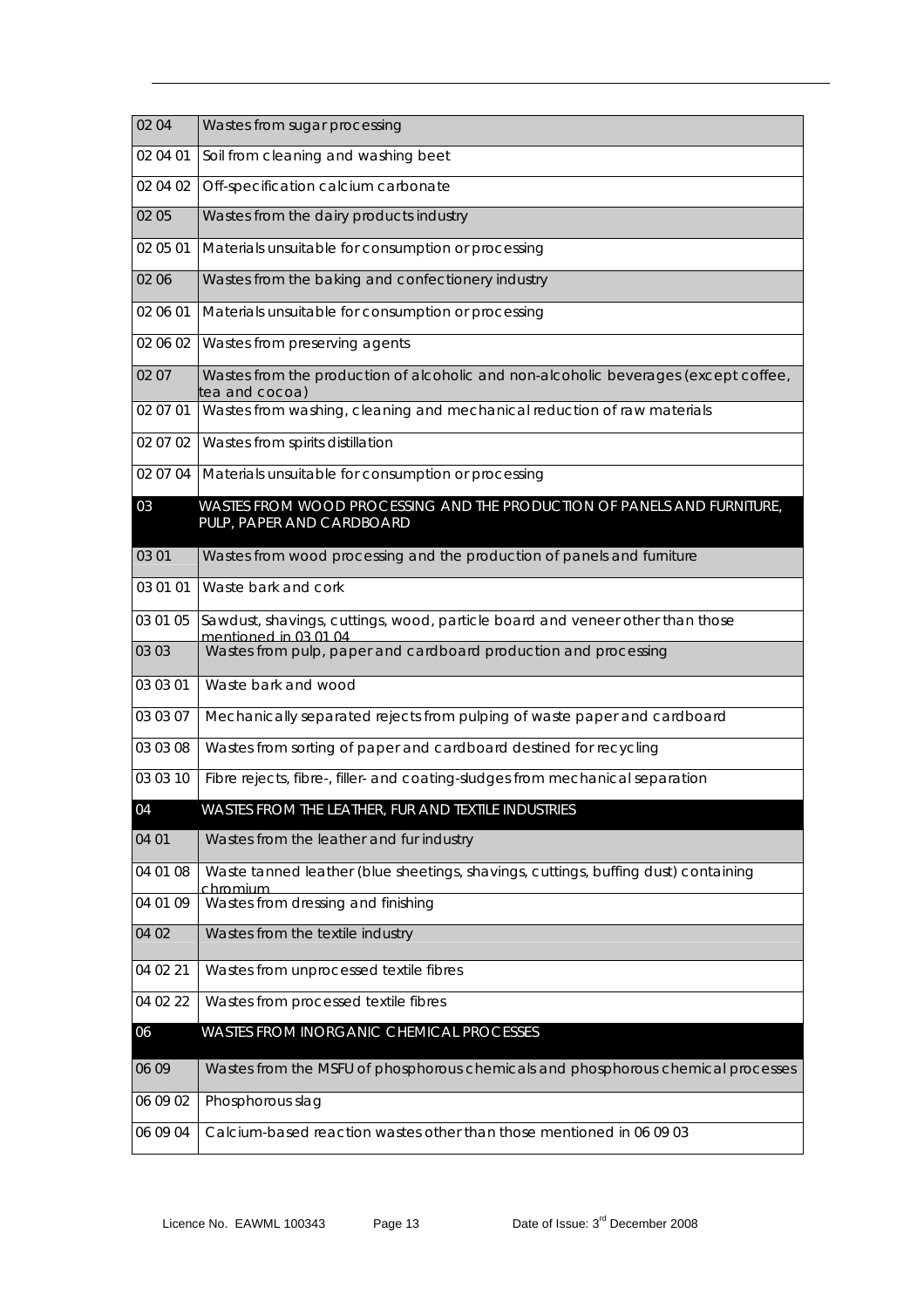| | |
|---|---|
| 02 04 | Wastes from sugar processing |
| 02 04 01 | Soil from cleaning and washing beet |
| 02 04 02 | Off-specification calcium carbonate |
| 02 05 | Wastes from the dairy products industry |
| 02 05 01 | Materials unsuitable for consumption or processing |
| 02 06 | Wastes from the baking and confectionery industry |
| 02 06 01 | Materials unsuitable for consumption or processing |
| 02 06 02 | Wastes from preserving agents |
| 02 07 | Wastes from the production of alcoholic and non-alcoholic beverages (except coffee, tea and cocoa) |
| 02 07 01 | Wastes from washing, cleaning and mechanical reduction of raw materials |
| 02 07 02 | Wastes from spirits distillation |
| 02 07 04 | Materials unsuitable for consumption or processing |
| 03 | WASTES FROM WOOD PROCESSING AND THE PRODUCTION OF PANELS AND FURNITURE, PULP, PAPER AND CARDBOARD |
| 03 01 | Wastes from wood processing and the production of panels and furniture |
| 03 01 01 | Waste bark and cork |
| 03 01 05 | Sawdust, shavings, cuttings, wood, particle board and veneer other than those mentioned in 03 01 04 |
| 03 03 | Wastes from pulp, paper and cardboard production and processing |
| 03 03 01 | Waste bark and wood |
| 03 03 07 | Mechanically separated rejects from pulping of waste paper and cardboard |
| 03 03 08 | Wastes from sorting of paper and cardboard destined for recycling |
| 03 03 10 | Fibre rejects, fibre-, filler- and coating-sludges from mechanical separation |
| 04 | WASTES FROM THE LEATHER, FUR AND TEXTILE INDUSTRIES |
| 04 01 | Wastes from the leather and fur industry |
| 04 01 08 | Waste tanned leather (blue sheetings, shavings, cuttings, buffing dust) containing chromium |
| 04 01 09 | Wastes from dressing and finishing |
| 04 02 | Wastes from the textile industry |
| 04 02 21 | Wastes from unprocessed textile fibres |
| 04 02 22 | Wastes from processed textile fibres |
| 06 | WASTES FROM INORGANIC CHEMICAL PROCESSES |
| 06 09 | Wastes from the MSFU of phosphorous chemicals and phosphorous chemical processes |
| 06 09 02 | Phosphorous slag |
| 06 09 04 | Calcium-based reaction wastes other than those mentioned in 06 09 03 |

Licence No. EAWML 100343 Date of Issue: 3rd December 2008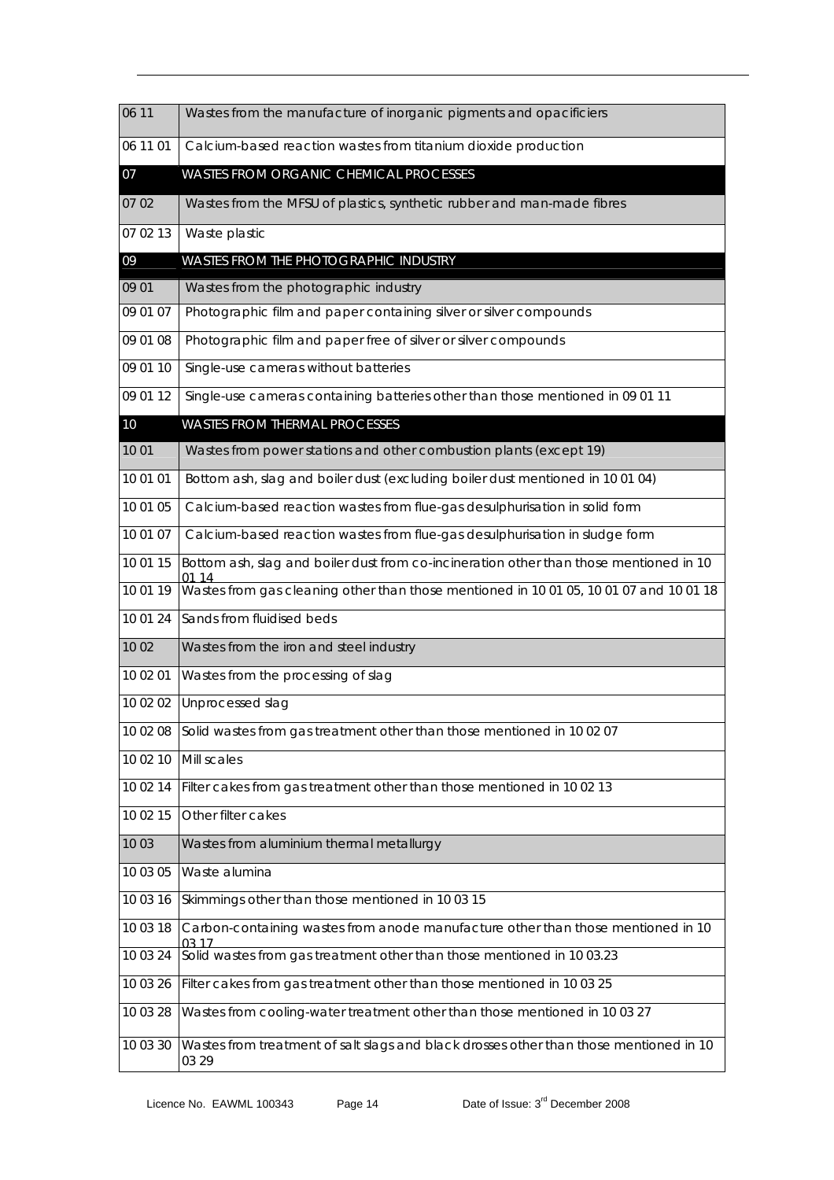| 06 11 | Wastes from the manufacture of inorganic pigments and opacificiers |
|---|---|
| 06 11 01 | Calcium-based reaction wastes from titanium dioxide production |
| 07 | WASTES FROM ORGANIC CHEMICAL PROCESSES |
| 07 02 | Wastes from the MFSU of plastics, synthetic rubber and man-made fibres |
| 07 02 13 | Waste plastic |
| 09 | WASTES FROM THE PHOTOGRAPHIC INDUSTRY |
| 09 01 | Wastes from the photographic industry |
| 09 01 07 | Photographic film and paper containing silver or silver compounds |
| 09 01 08 | Photographic film and paper free of silver or silver compounds |
| 09 01 10 | Single-use cameras without batteries |
| 09 01 12 | Single-use cameras containing batteries other than those mentioned in 09 01 11 |
| 10 | WASTES FROM THERMAL PROCESSES |
| 10 01 | Wastes from power stations and other combustion plants (except 19) |
| 10 01 01 | Bottom ash, slag and boiler dust (excluding boiler dust mentioned in 10 01 04) |
| 10 01 05 | Calcium-based reaction wastes from flue-gas desulphurisation in solid form |
| 10 01 07 | Calcium-based reaction wastes from flue-gas desulphurisation in sludge form |
| 10 01 15 | Bottom ash, slag and boiler dust from co-incineration other than those mentioned in 10 01 14 |
| 10 01 19 | Wastes from gas cleaning other than those mentioned in 10 01 05, 10 01 07 and 10 01 18 |
| 10 01 24 | Sands from fluidised beds |
| 10 02 | Wastes from the iron and steel industry |
| 10 02 01 | Wastes from the processing of slag |
| 10 02 02 | Unprocessed slag |
| 10 02 08 | Solid wastes from gas treatment other than those mentioned in 10 02 07 |
| 10 02 10 | Mill scales |
| 10 02 14 | Filter cakes from gas treatment other than those mentioned in 10 02 13 |
| 10 02 15 | Other filter cakes |
| 10 03 | Wastes from aluminium thermal metallurgy |
| 10 03 05 | Waste alumina |
| 10 03 16 | Skimmings other than those mentioned in 10 03 15 |
| 10 03 18 | Carbon-containing wastes from anode manufacture other than those mentioned in 10 03 17 |
| 10 03 24 | Solid wastes from gas treatment other than those mentioned in 10 03.23 |
| 10 03 26 | Filter cakes from gas treatment other than those mentioned in 10 03 25 |
| 10 03 28 | Wastes from cooling-water treatment other than those mentioned in 10 03 27 |
| 10 03 30 | Wastes from treatment of salt slags and black drosses other than those mentioned in 10 03 29 |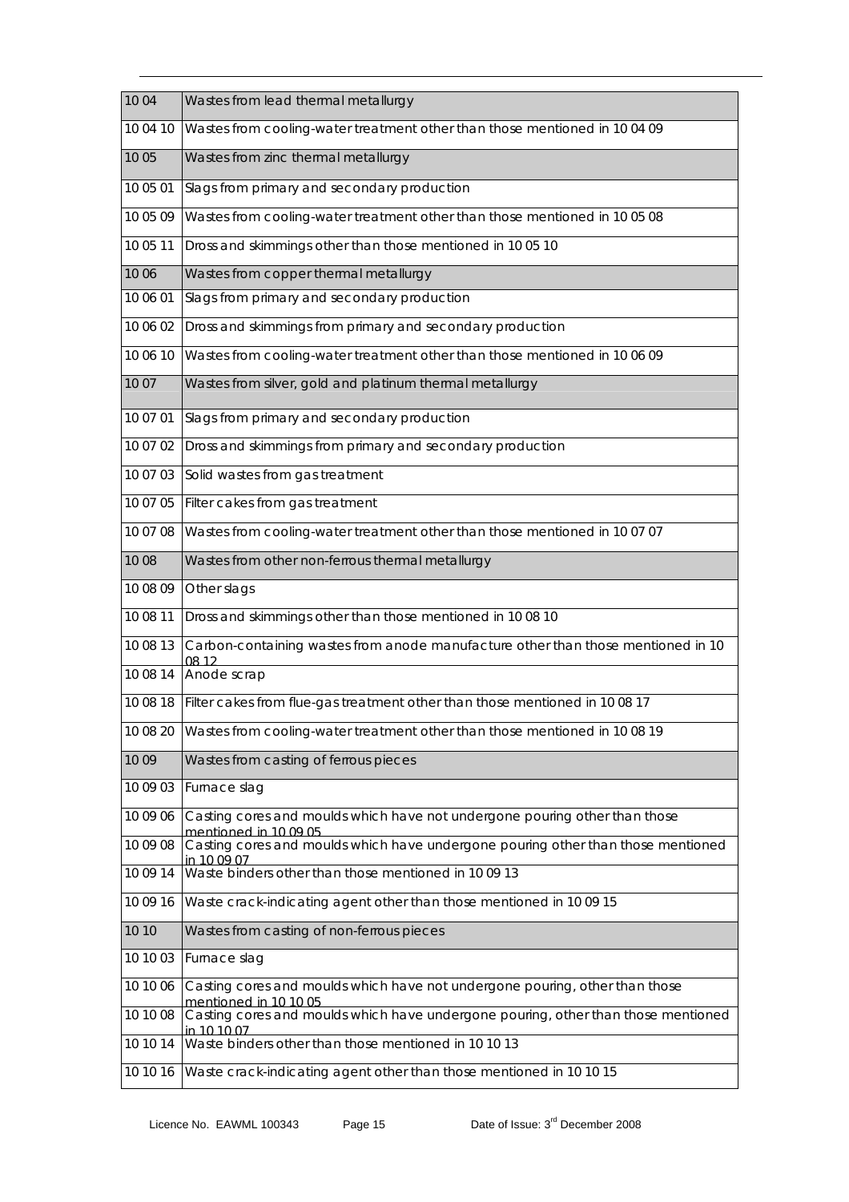| | |
|---|---|
| 10 04 | Wastes from lead thermal metallurgy |
| 10 04 10 | Wastes from cooling-water treatment other than those mentioned in 10 04 09 |
| 10 05 | Wastes from zinc thermal metallurgy |
| 10 05 01 | Slags from primary and secondary production |
| 10 05 09 | Wastes from cooling-water treatment other than those mentioned in 10 05 08 |
| 10 05 11 | Dross and skimmings other than those mentioned in 10 05 10 |
| 10 06 | Wastes from copper thermal metallurgy |
| 10 06 01 | Slags from primary and secondary production |
| 10 06 02 | Dross and skimmings from primary and secondary production |
| 10 06 10 | Wastes from cooling-water treatment other than those mentioned in 10 06 09 |
| 10 07 | Wastes from silver, gold and platinum thermal metallurgy |
| 10 07 01 | Slags from primary and secondary production |
| 10 07 02 | Dross and skimmings from primary and secondary production |
| 10 07 03 | Solid wastes from gas treatment |
| 10 07 05 | Filter cakes from gas treatment |
| 10 07 08 | Wastes from cooling-water treatment other than those mentioned in 10 07 07 |
| 10 08 | Wastes from other non-ferrous thermal metallurgy |
| 10 08 09 | Other slags |
| 10 08 11 | Dross and skimmings other than those mentioned in 10 08 10 |
| 10 08 13 | Carbon-containing wastes from anode manufacture other than those mentioned in 10 08 12 |
| 10 08 14 | Anode scrap |
| 10 08 18 | Filter cakes from flue-gas treatment other than those mentioned in 10 08 17 |
| 10 08 20 | Wastes from cooling-water treatment other than those mentioned in 10 08 19 |
| 10 09 | Wastes from casting of ferrous pieces |
| 10 09 03 | Furnace slag |
| 10 09 06 | Casting cores and moulds which have not undergone pouring other than those mentioned in 10 09 05 |
| 10 09 08 | Casting cores and moulds which have undergone pouring other than those mentioned in 10 09 07 |
| 10 09 14 | Waste binders other than those mentioned in 10 09 13 |
| 10 09 16 | Waste crack-indicating agent other than those mentioned in 10 09 15 |
| 10 10 | Wastes from casting of non-ferrous pieces |
| 10 10 03 | Furnace slag |
| 10 10 06 | Casting cores and moulds which have not undergone pouring, other than those mentioned in 10 10 05 |
| 10 10 08 | Casting cores and moulds which have undergone pouring, other than those mentioned in 10 10 07 |
| 10 10 14 | Waste binders other than those mentioned in 10 10 13 |
| 10 10 16 | Waste crack-indicating agent other than those mentioned in 10 10 15 |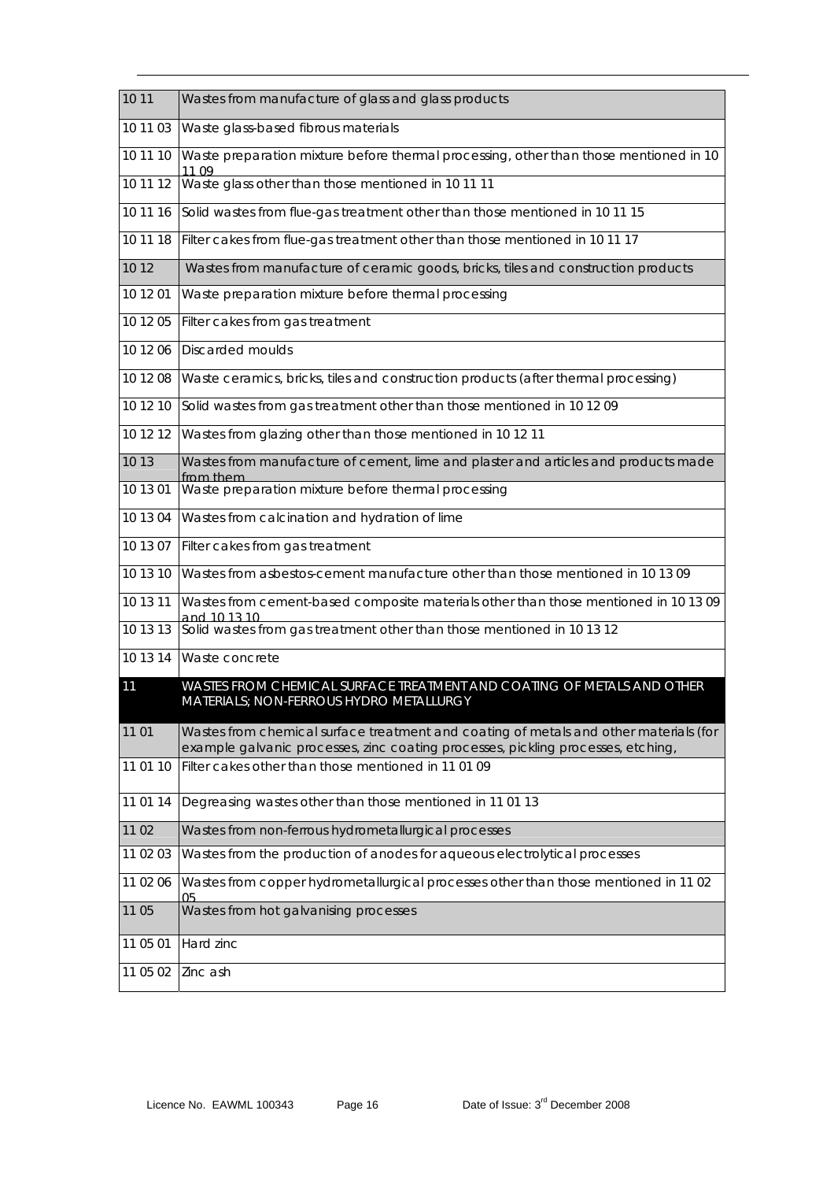| | |
|---|---|
| 10 11 | Wastes from manufacture of glass and glass products |
| 10 11 03 | Waste glass-based fibrous materials |
| 10 11 10 | Waste preparation mixture before thermal processing, other than those mentioned in 10 11 09 |
| 10 11 12 | Waste glass other than those mentioned in 10 11 11 |
| 10 11 16 | Solid wastes from flue-gas treatment other than those mentioned in 10 11 15 |
| 10 11 18 | Filter cakes from flue-gas treatment other than those mentioned in 10 11 17 |
| 10 12 | Wastes from manufacture of ceramic goods, bricks, tiles and construction products |
| 10 12 01 | Waste preparation mixture before thermal processing |
| 10 12 05 | Filter cakes from gas treatment |
| 10 12 06 | Discarded moulds |
| 10 12 08 | Waste ceramics, bricks, tiles and construction products (after thermal processing) |
| 10 12 10 | Solid wastes from gas treatment other than those mentioned in 10 12 09 |
| 10 12 12 | Wastes from glazing other than those mentioned in 10 12 11 |
| 10 13 | Wastes from manufacture of cement, lime and plaster and articles and products made from them |
| 10 13 01 | Waste preparation mixture before thermal processing |
| 10 13 04 | Wastes from calcination and hydration of lime |
| 10 13 07 | Filter cakes from gas treatment |
| 10 13 10 | Wastes from asbestos-cement manufacture other than those mentioned in 10 13 09 |
| 10 13 11 | Wastes from cement-based composite materials other than those mentioned in 10 13 09 and 10 13 10 |
| 10 13 13 | Solid wastes from gas treatment other than those mentioned in 10 13 12 |
| 10 13 14 | Waste concrete |
| 11 | WASTES FROM CHEMICAL SURFACE TREATMENT AND COATING OF METALS AND OTHER MATERIALS; NON-FERROUS HYDRO METALLURGY |
| 11 01 | Wastes from chemical surface treatment and coating of metals and other materials (for example galvanic processes, zinc coating processes, pickling processes, etching, |
| 11 01 10 | Filter cakes other than those mentioned in 11 01 09 |
| 11 01 14 | Degreasing wastes other than those mentioned in 11 01 13 |
| 11 02 | Wastes from non-ferrous hydrometallurgical processes |
| 11 02 03 | Wastes from the production of anodes for aqueous electrolytical processes |
| 11 02 06 | Wastes from copper hydrometallurgical processes other than those mentioned in 11 02 05 |
| 11 05 | Wastes from hot galvanising processes |
| 11 05 01 | Hard zinc |
| 11 05 02 | Zinc ash |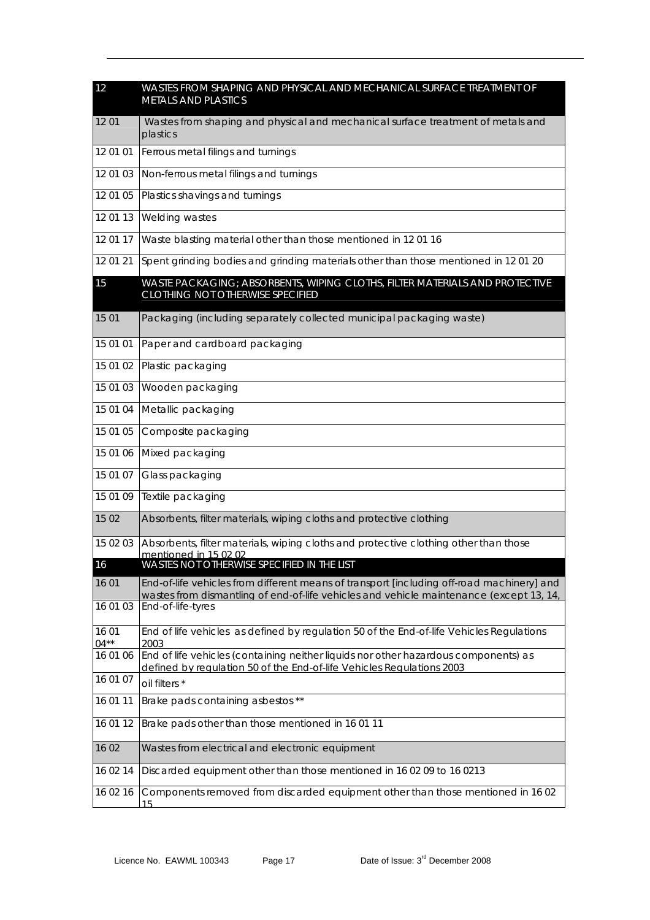| | |
|---|---|
| **12** | **WASTES FROM SHAPING AND PHYSICAL AND MECHANICAL SURFACE TREATMENT OF METALS AND PLASTICS** |
| 12 01 | Wastes from shaping and physical and mechanical surface treatment of metals and plastics |
| 12 01 01 | Ferrous metal filings and turnings |
| 12 01 03 | Non-ferrous metal filings and turnings |
| 12 01 05 | Plastics shavings and turnings |
| 12 01 13 | Welding wastes |
| 12 01 17 | Waste blasting material other than those mentioned in 12 01 16 |
| 12 01 21 | Spent grinding bodies and grinding materials other than those mentioned in 12 01 20 |
| **15** | **WASTE PACKAGING; ABSORBENTS, WIPING CLOTHS, FILTER MATERIALS AND PROTECTIVE CLOTHING NOT OTHERWISE SPECIFIED** |
| 15 01 | Packaging (including separately collected municipal packaging waste) |
| 15 01 01 | Paper and cardboard packaging |
| 15 01 02 | Plastic packaging |
| 15 01 03 | Wooden packaging |
| 15 01 04 | Metallic packaging |
| 15 01 05 | Composite packaging |
| 15 01 06 | Mixed packaging |
| 15 01 07 | Glass packaging |
| 15 01 09 | Textile packaging |
| 15 02 | Absorbents, filter materials, wiping cloths and protective clothing |
| 15 02 03 | Absorbents, filter materials, wiping cloths and protective clothing other than those mentioned in 15 02 02 |
| **16** | **WASTES NOT OTHERWISE SPECIFIED IN THE LIST** |
| 16 01 | End-of-life vehicles from different means of transport [including off-road machinery] and wastes from dismantling of end-of-life vehicles and vehicle maintenance (except 13, 14, |
| 16 01 03 | End-of-life-tyres |
| 16 01 04** | End of life vehicles as defined by regulation 50 of the End-of-life Vehicles Regulations 2003 |
| 16 01 06 | End of life vehicles (containing neither liquids nor other hazardous components) as defined by regulation 50 of the End-of-life Vehicles Regulations 2003 |
| 16 01 07 | oil filters * |
| 16 01 11 | Brake pads containing asbestos ** |
| 16 01 12 | Brake pads other than those mentioned in 16 01 11 |
| 16 02 | Wastes from electrical and electronic equipment |
| 16 02 14 | Discarded equipment other than those mentioned in 16 02 09 to 16 0213 |
| 16 02 16 | Components removed from discarded equipment other than those mentioned in 16 02 15 |

Licence No. EAWML 100343 Date of Issue: 3rd December 2008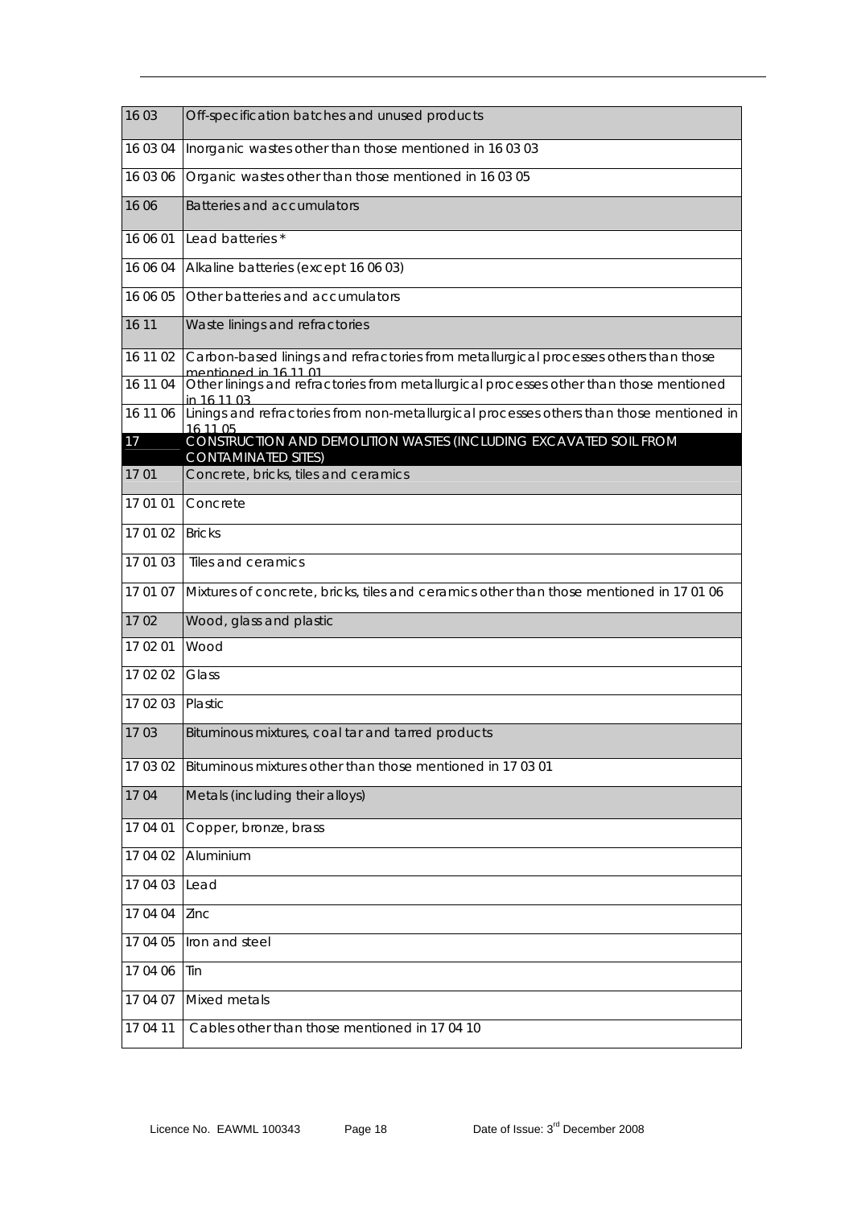| | |
|---|---|
| 16 03 | Off-specification batches and unused products |
| 16 03 04 | Inorganic wastes other than those mentioned in 16 03 03 |
| 16 03 06 | Organic wastes other than those mentioned in 16 03 05 |
| 16 06 | Batteries and accumulators |
| 16 06 01 | Lead batteries * |
| 16 06 04 | Alkaline batteries (except 16 06 03) |
| 16 06 05 | Other batteries and accumulators |
| 16 11 | Waste linings and refractories |
| 16 11 02 | Carbon-based linings and refractories from metallurgical processes others than those mentioned in 16 11 01 |
| 16 11 04 | Other linings and refractories from metallurgical processes other than those mentioned in 16 11 03 |
| 16 11 06 | Linings and refractories from non-metallurgical processes others than those mentioned in 16 11 05 |
| 17 | CONSTRUCTION AND DEMOLITION WASTES (INCLUDING EXCAVATED SOIL FROM CONTAMINATED SITES) |
| 17 01 | Concrete, bricks, tiles and ceramics |
| 17 01 01 | Concrete |
| 17 01 02 | Bricks |
| 17 01 03 | Tiles and ceramics |
| 17 01 07 | Mixtures of concrete, bricks, tiles and ceramics other than those mentioned in 17 01 06 |
| 17 02 | Wood, glass and plastic |
| 17 02 01 | Wood |
| 17 02 02 | Glass |
| 17 02 03 | Plastic |
| 17 03 | Bituminous mixtures, coal tar and tarred products |
| 17 03 02 | Bituminous mixtures other than those mentioned in 17 03 01 |
| 17 04 | Metals (including their alloys) |
| 17 04 01 | Copper, bronze, brass |
| 17 04 02 | Aluminium |
| 17 04 03 | Lead |
| 17 04 04 | Zinc |
| 17 04 05 | Iron and steel |
| 17 04 06 | Tin |
| 17 04 07 | Mixed metals |
| 17 04 11 | Cables other than those mentioned in 17 04 10 |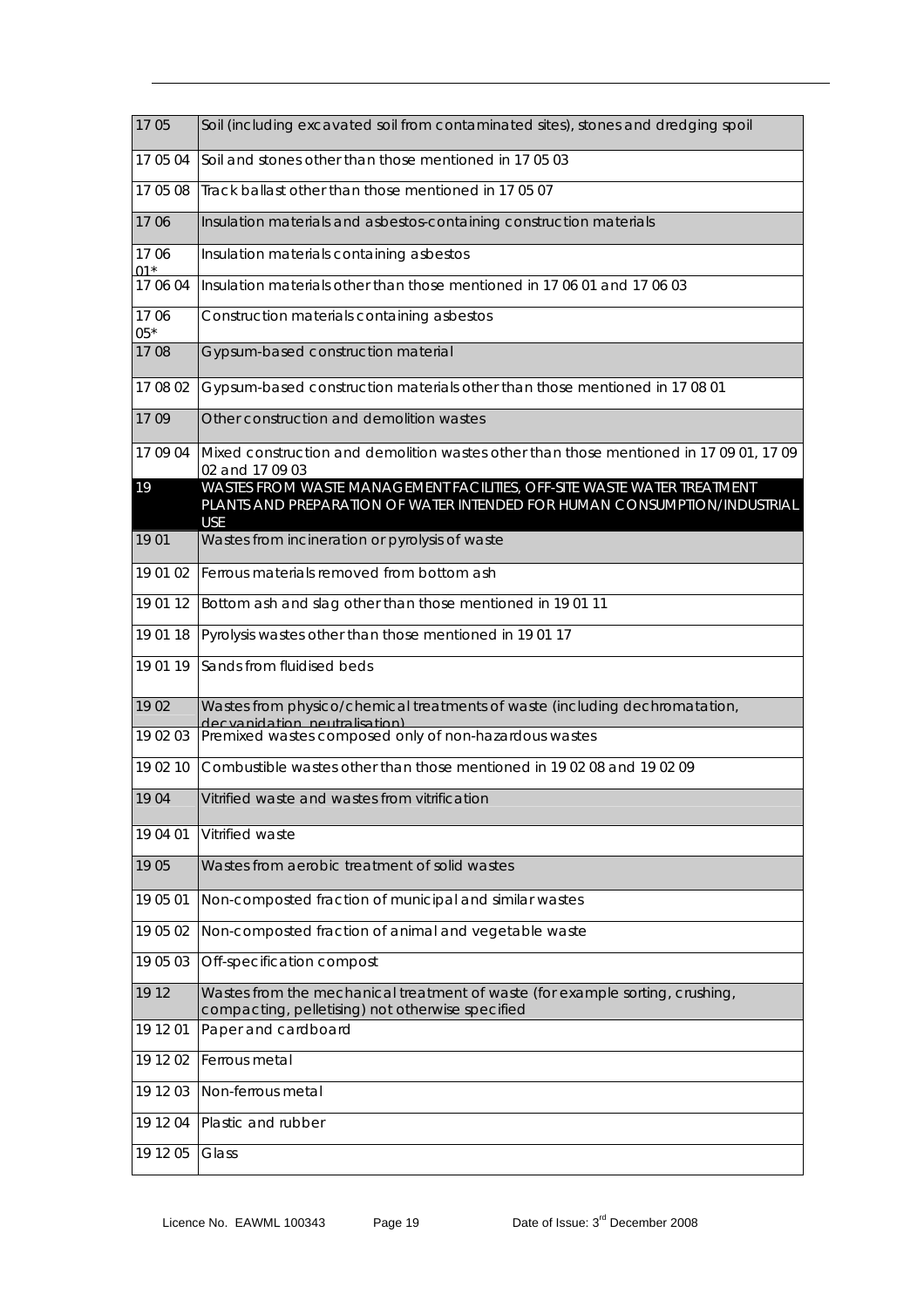| | |
|---|---|
| 17 05 | Soil (including excavated soil from contaminated sites), stones and dredging spoil |
| 17 05 04 | Soil and stones other than those mentioned in 17 05 03 |
| 17 05 08 | Track ballast other than those mentioned in 17 05 07 |
| 17 06 | Insulation materials and asbestos-containing construction materials |
| 17 06 01* | Insulation materials containing asbestos |
| 17 06 04 | Insulation materials other than those mentioned in 17 06 01 and 17 06 03 |
| 17 06 05* | Construction materials containing asbestos |
| 17 08 | Gypsum-based construction material |
| 17 08 02 | Gypsum-based construction materials other than those mentioned in 17 08 01 |
| 17 09 | Other construction and demolition wastes |
| 17 09 04 | Mixed construction and demolition wastes other than those mentioned in 17 09 01, 17 09 02 and 17 09 03 |
| 19 | WASTES FROM WASTE MANAGEMENT FACILITIES, OFF-SITE WASTE WATER TREATMENT PLANTS AND PREPARATION OF WATER INTENDED FOR HUMAN CONSUMPTION/INDUSTRIAL USE |
| 19 01 | Wastes from incineration or pyrolysis of waste |
| 19 01 02 | Ferrous materials removed from bottom ash |
| 19 01 12 | Bottom ash and slag other than those mentioned in 19 01 11 |
| 19 01 18 | Pyrolysis wastes other than those mentioned in 19 01 17 |
| 19 01 19 | Sands from fluidised beds |
| 19 02 | Wastes from physico/chemical treatments of waste (including dechromatation, decyanidation, neutralisation) |
| 19 02 03 | Premixed wastes composed only of non-hazardous wastes |
| 19 02 10 | Combustible wastes other than those mentioned in 19 02 08 and 19 02 09 |
| 19 04 | Vitrified waste and wastes from vitrification |
| 19 04 01 | Vitrified waste |
| 19 05 | Wastes from aerobic treatment of solid wastes |
| 19 05 01 | Non-composted fraction of municipal and similar wastes |
| 19 05 02 | Non-composted fraction of animal and vegetable waste |
| 19 05 03 | Off-specification compost |
| 19 12 | Wastes from the mechanical treatment of waste (for example sorting, crushing, compacting, pelletising) not otherwise specified |
| 19 12 01 | Paper and cardboard |
| 19 12 02 | Ferrous metal |
| 19 12 03 | Non-ferrous metal |
| 19 12 04 | Plastic and rubber |
| 19 12 05 | Glass |

Licence No. EAWML 100343 Date of Issue: 3rd December 2008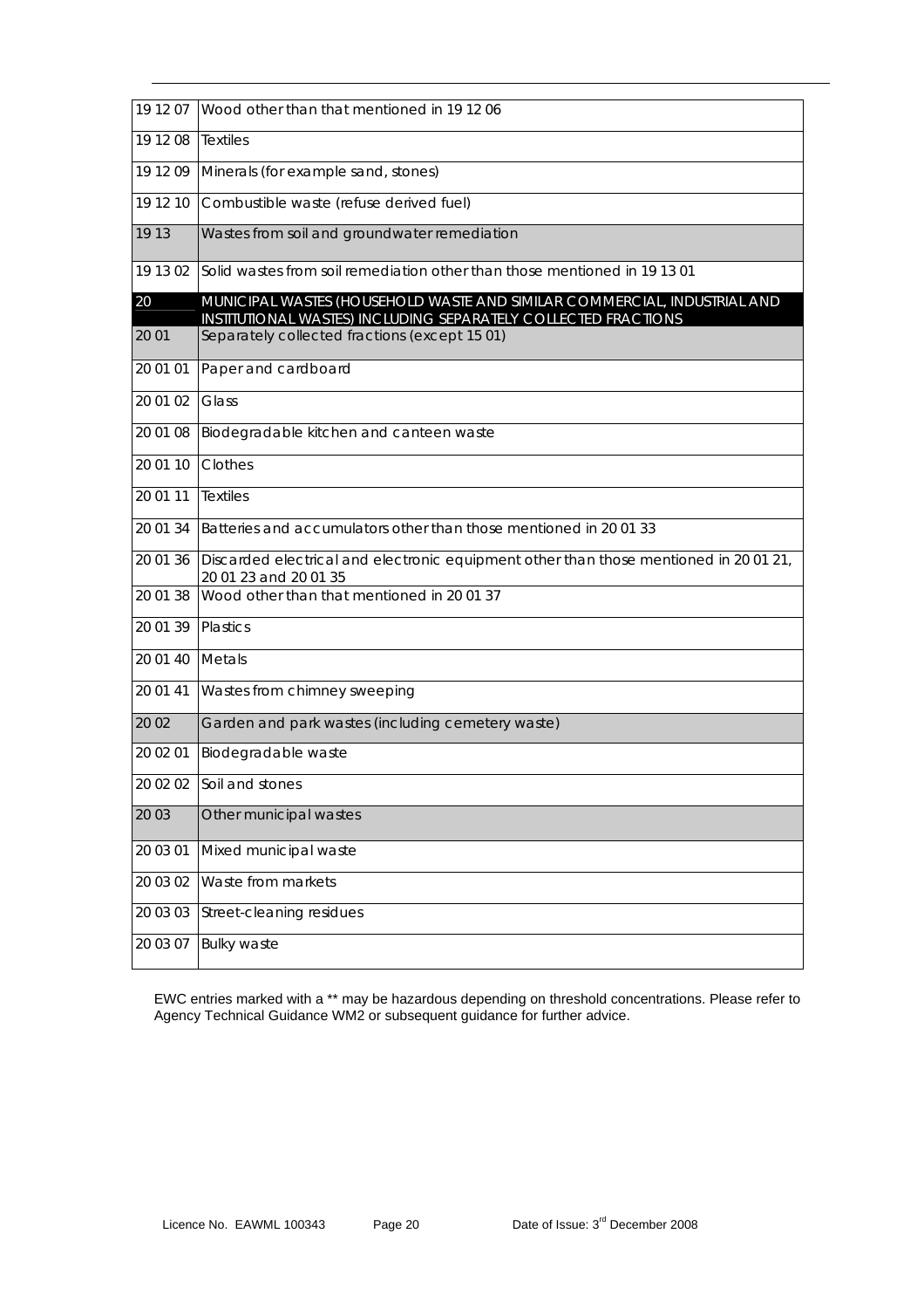| | |
|---|---|
| 19 12 07 | Wood other than that mentioned in 19 12 06 |
| 19 12 08 | Textiles |
| 19 12 09 | Minerals (for example sand, stones) |
| 19 12 10 | Combustible waste (refuse derived fuel) |
| 19 13 | Wastes from soil and groundwater remediation |
| 19 13 02 | Solid wastes from soil remediation other than those mentioned in 19 13 01 |
| 20 | MUNICIPAL WASTES (HOUSEHOLD WASTE AND SIMILAR COMMERCIAL, INDUSTRIAL AND INSTITUTIONAL WASTES) INCLUDING SEPARATELY COLLECTED FRACTIONS |
| 20 01 | Separately collected fractions (except 15 01) |
| 20 01 01 | Paper and cardboard |
| 20 01 02 | Glass |
| 20 01 08 | Biodegradable kitchen and canteen waste |
| 20 01 10 | Clothes |
| 20 01 11 | Textiles |
| 20 01 34 | Batteries and accumulators other than those mentioned in 20 01 33 |
| 20 01 36 | Discarded electrical and electronic equipment other than those mentioned in 20 01 21, 20 01 23 and 20 01 35 |
| 20 01 38 | Wood other than that mentioned in 20 01 37 |
| 20 01 39 | Plastics |
| 20 01 40 | Metals |
| 20 01 41 | Wastes from chimney sweeping |
| 20 02 | Garden and park wastes (including cemetery waste) |
| 20 02 01 | Biodegradable waste |
| 20 02 02 | Soil and stones |
| 20 03 | Other municipal wastes |
| 20 03 01 | Mixed municipal waste |
| 20 03 02 | Waste from markets |
| 20 03 03 | Street-cleaning residues |
| 20 03 07 | Bulky waste |

EWC entries marked with a ** may be hazardous depending on threshold concentrations. Please refer to Agency Technical Guidance WM2 or subsequent guidance for further advice.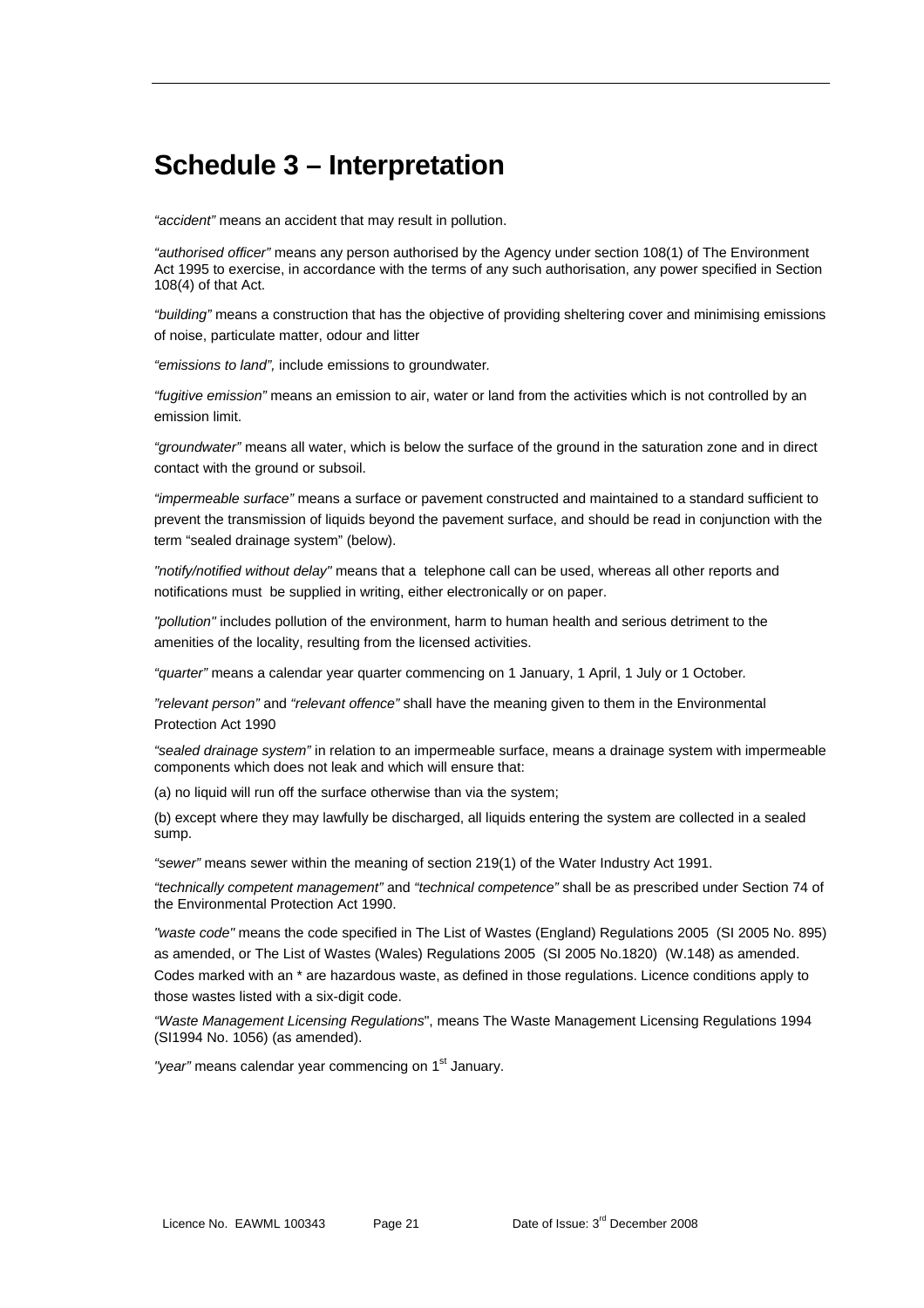# Schedule 3 – Interpretation

*"accident"* means an accident that may result in pollution.

*"authorised officer"* means any person authorised by the Agency under section 108(1) of The Environment Act 1995 to exercise, in accordance with the terms of any such authorisation, any power specified in Section 108(4) of that Act.

*"building"* means a construction that has the objective of providing sheltering cover and minimising emissions of noise, particulate matter, odour and litter

*"emissions to land",* include emissions to groundwater.

*"fugitive emission"* means an emission to air, water or land from the activities which is not controlled by an emission limit.

*"groundwater"* means all water, which is below the surface of the ground in the saturation zone and in direct contact with the ground or subsoil.

*"impermeable surface"* means a surface or pavement constructed and maintained to a standard sufficient to prevent the transmission of liquids beyond the pavement surface, and should be read in conjunction with the term "sealed drainage system" (below).

*"notify/notified without delay"* means that a telephone call can be used, whereas all other reports and notifications must be supplied in writing, either electronically or on paper.

*"pollution"* includes pollution of the environment, harm to human health and serious detriment to the amenities of the locality, resulting from the licensed activities.

*"quarter"* means a calendar year quarter commencing on 1 January, 1 April, 1 July or 1 October.

*"relevant person"* and *"relevant offence"* shall have the meaning given to them in the Environmental Protection Act 1990

*"sealed drainage system"* in relation to an impermeable surface, means a drainage system with impermeable components which does not leak and which will ensure that:

(a) no liquid will run off the surface otherwise than via the system;

(b) except where they may lawfully be discharged, all liquids entering the system are collected in a sealed sump.

*"sewer"* means sewer within the meaning of section 219(1) of the Water Industry Act 1991.

*"technically competent management"* and *"technical competence"* shall be as prescribed under Section 74 of the Environmental Protection Act 1990.

*"waste code"* means the code specified in The List of Wastes (England) Regulations 2005 (SI 2005 No. 895) as amended, or The List of Wastes (Wales) Regulations 2005 (SI 2005 No.1820) (W.148) as amended. Codes marked with an * are hazardous waste, as defined in those regulations. Licence conditions apply to those wastes listed with a six-digit code.

*"Waste Management Licensing Regulations*", means The Waste Management Licensing Regulations 1994 (SI1994 No. 1056) (as amended).

*"year"* means calendar year commencing on 1st January.

Licence No. EAWML 100343 Date of Issue: 3rd December 2008